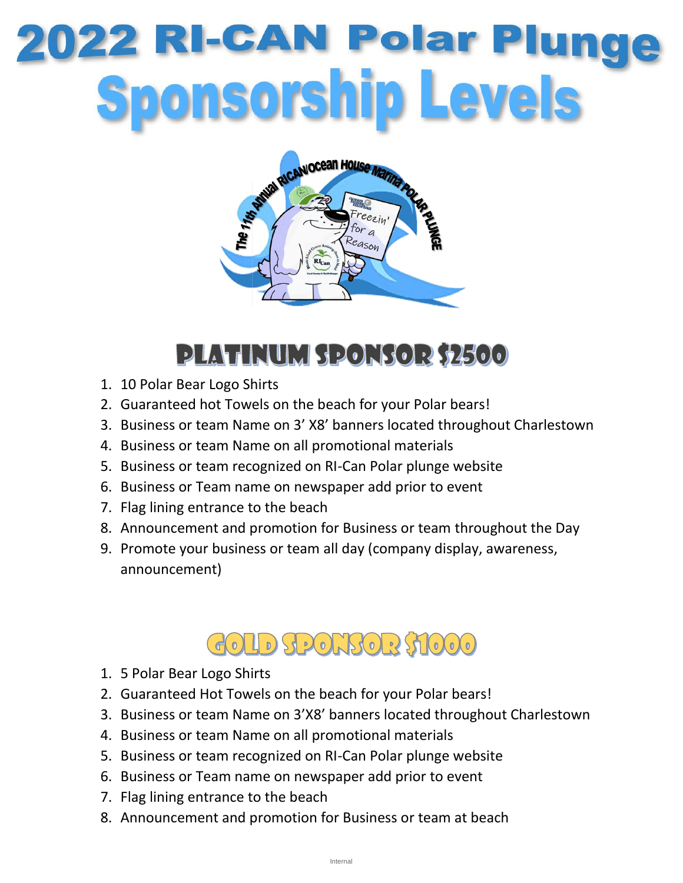# 2022 RI-CAN Polar Plunge

# Sponsorship Levels

## Platinum Sponsor $2500

1. 10 Polar Bear Logo Shirts
2. Guaranteed hot Towels on the beach for your Polar bears!
3. Business or team Name on 3' X8' banners located throughout Charlestown
4. Business or team Name on all promotional materials
5. Business or team recognized on RI-Can Polar plunge website
6. Business or Team name on newspaper add prior to event
7. Flag lining entrance to the beach
8. Announcement and promotion for Business or team throughout the Day
9. Promote your business or team all day (company display, awareness, announcement)

## Gold Sponsor $1000

1. 5 Polar Bear Logo Shirts
2. Guaranteed Hot Towels on the beach for your Polar bears!
3. Business or team Name on 3'X8' banners located throughout Charlestown
4. Business or team Name on all promotional materials
5. Business or team recognized on RI-Can Polar plunge website
6. Business or Team name on newspaper add prior to event
7. Flag lining entrance to the beach
8. Announcement and promotion for Business or team at beach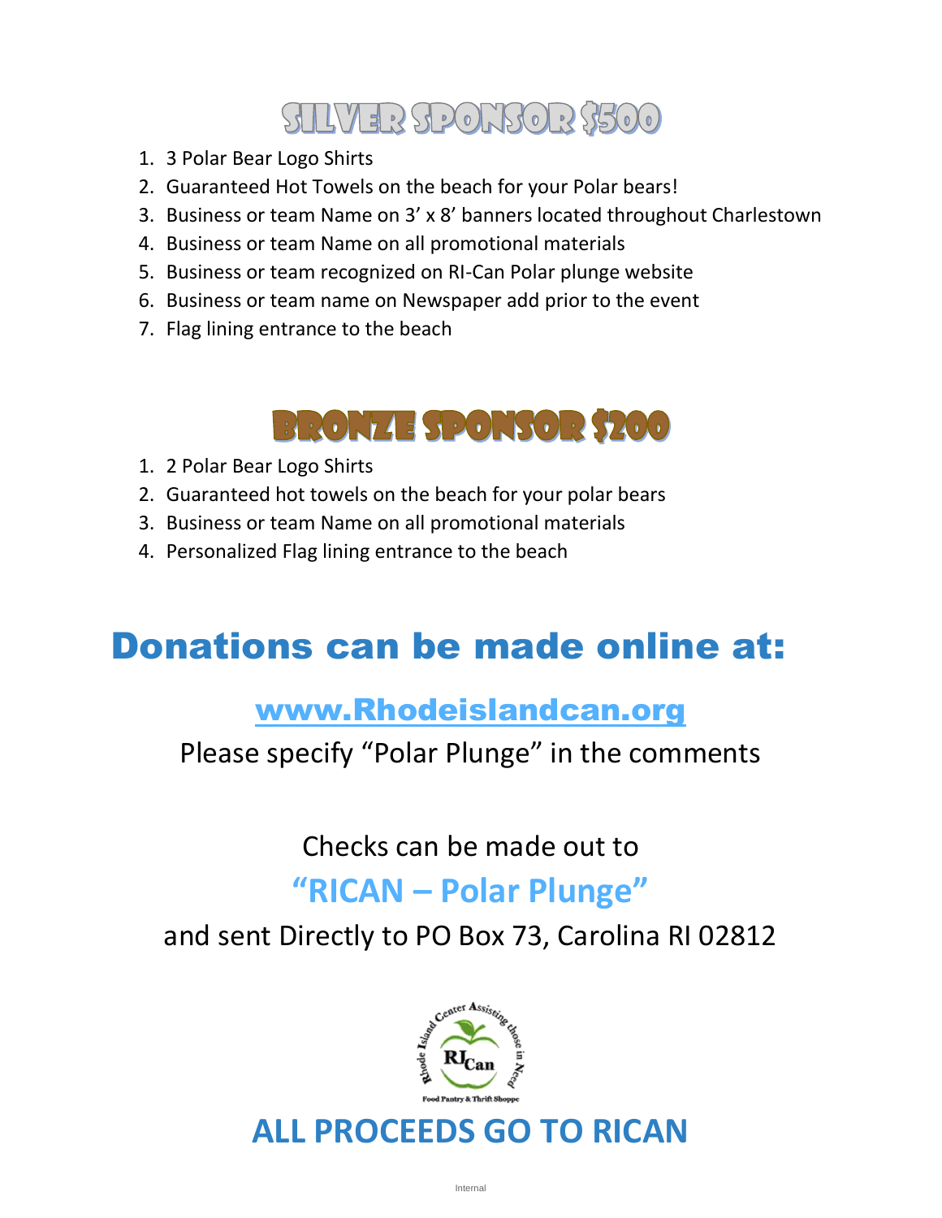# SILVER SPONSOR $500

1. 3 Polar Bear Logo Shirts
2. Guaranteed Hot Towels on the beach for your Polar bears!
3. Business or team Name on 3' x 8' banners located throughout Charlestown
4. Business or team Name on all promotional materials
5. Business or team recognized on RI-Can Polar plunge website
6. Business or team name on Newspaper add prior to the event
7. Flag lining entrance to the beach

# BRONZE SPONSOR $200

1. 2 Polar Bear Logo Shirts
2. Guaranteed hot towels on the beach for your polar bears
3. Business or team Name on all promotional materials
4. Personalized Flag lining entrance to the beach

# Donations can be made online at:

## www.Rhodeislandcan.org

Please specify "Polar Plunge" in the comments

Checks can be made out to

## "RICAN – Polar Plunge"

and sent Directly to PO Box 73, Carolina RI 02812

Rhode Island Center Assisting those in Need

RICan

Food Pantry & Thrift Shoppe

## ALL PROCEEDS GO TO RICAN